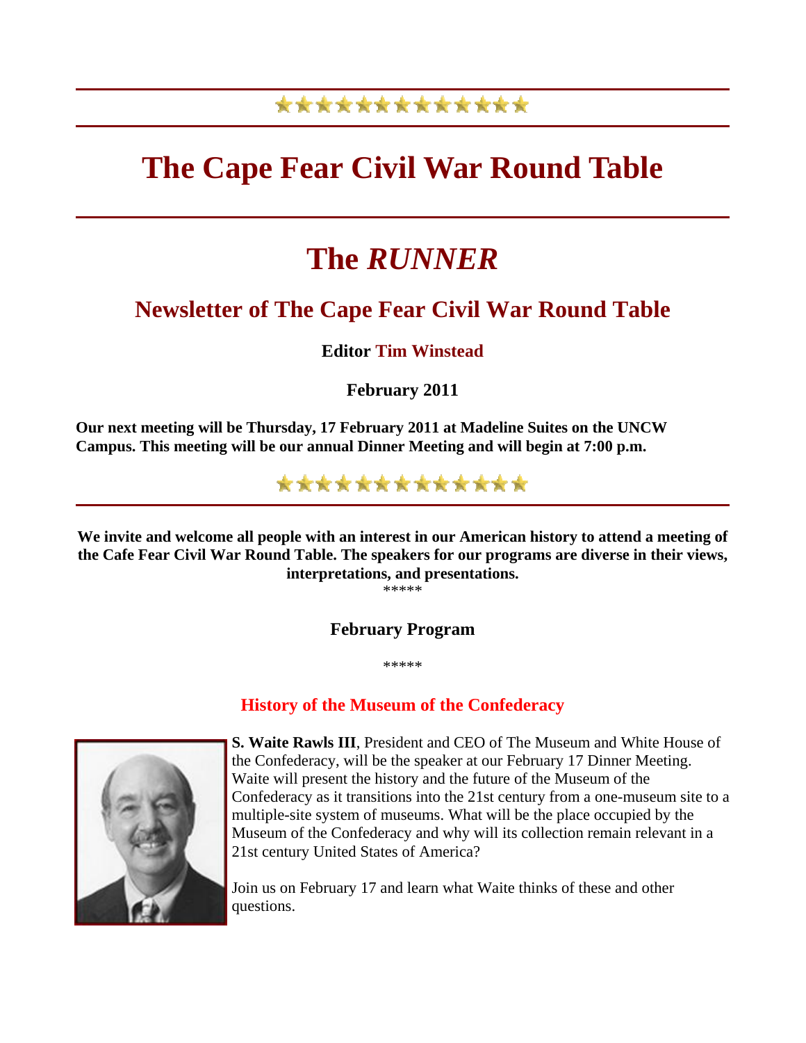# The Cape Fear Civil War Round Table

# The *RUNNER*

## Newsletter of The Cape Fear Civil War Round Table

**Editor Tim Winstead**

**February 2011**

**Our next meeting will be Thursday, 17 February 2011 at Madeline Suites on the UNCW Campus. This meeting will be our annual Dinner Meeting and will begin at 7:00 p.m.**

**We invite and welcome all people with an interest in our American history to attend a meeting of the Cafe Fear Civil War Round Table. The speakers for our programs are diverse in their views, interpretations, and presentations.**

*****

### February Program

*****

### History of the Museum of the Confederacy

**S. Waite Rawls III**, President and CEO of The Museum and White House of the Confederacy, will be the speaker at our February 17 Dinner Meeting. Waite will present the history and the future of the Museum of the Confederacy as it transitions into the 21st century from a one-museum site to a multiple-site system of museums. What will be the place occupied by the Museum of the Confederacy and why will its collection remain relevant in a 21st century United States of America?

Join us on February 17 and learn what Waite thinks of these and other questions.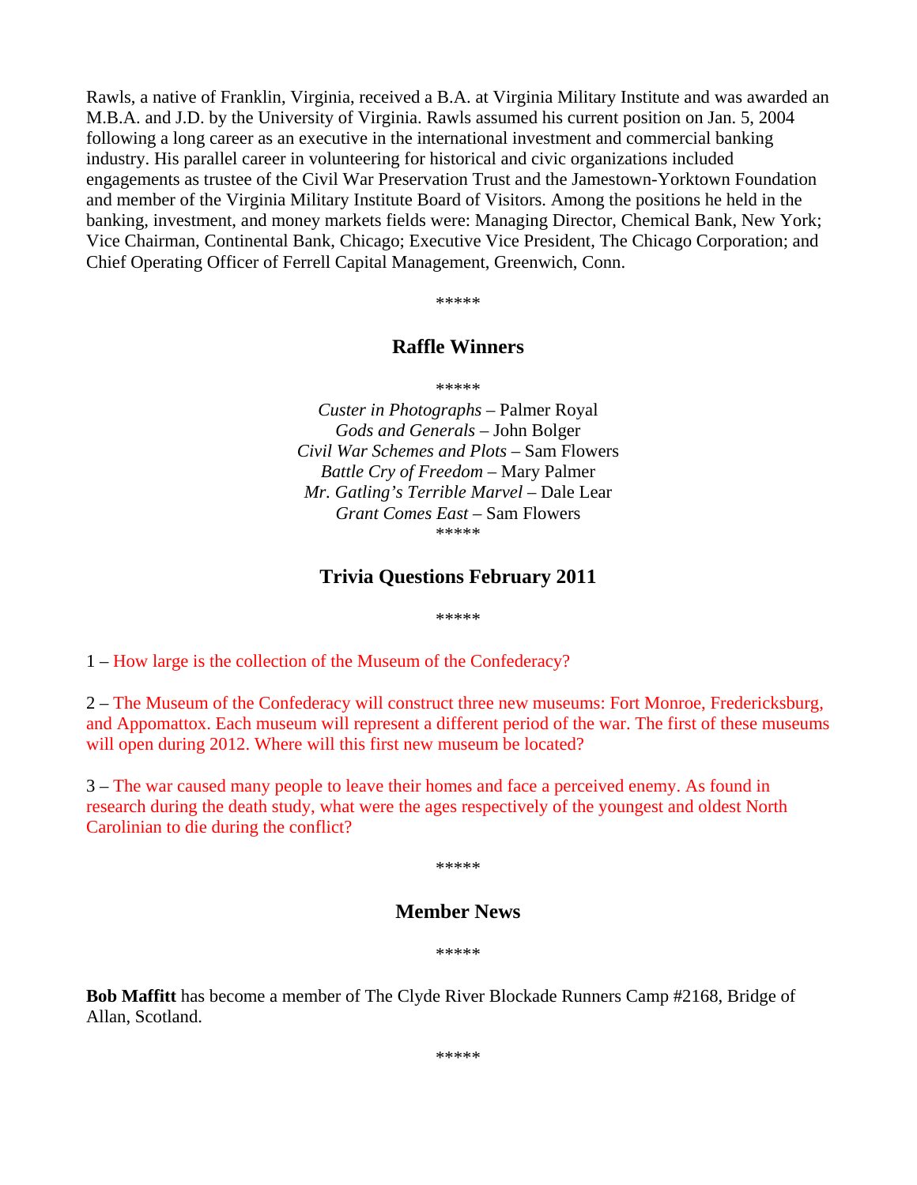Rawls, a native of Franklin, Virginia, received a B.A. at Virginia Military Institute and was awarded an M.B.A. and J.D. by the University of Virginia. Rawls assumed his current position on Jan. 5, 2004 following a long career as an executive in the international investment and commercial banking industry. His parallel career in volunteering for historical and civic organizations included engagements as trustee of the Civil War Preservation Trust and the Jamestown-Yorktown Foundation and member of the Virginia Military Institute Board of Visitors. Among the positions he held in the banking, investment, and money markets fields were: Managing Director, Chemical Bank, New York; Vice Chairman, Continental Bank, Chicago; Executive Vice President, The Chicago Corporation; and Chief Operating Officer of Ferrell Capital Management, Greenwich, Conn.

*****

## Raffle Winners

*****

*Custer in Photographs* – Palmer Royal
*Gods and Generals* – John Bolger
*Civil War Schemes and Plots* – Sam Flowers
*Battle Cry of Freedom* – Mary Palmer
*Mr. Gatling's Terrible Marvel* – Dale Lear
*Grant Comes East* – Sam Flowers

*****

## Trivia Questions February 2011

*****

1 – How large is the collection of the Museum of the Confederacy?

2 – The Museum of the Confederacy will construct three new museums: Fort Monroe, Fredericksburg, and Appomattox. Each museum will represent a different period of the war. The first of these museums will open during 2012. Where will this first new museum be located?

3 – The war caused many people to leave their homes and face a perceived enemy. As found in research during the death study, what were the ages respectively of the youngest and oldest North Carolinian to die during the conflict?

*****

## Member News

*****

**Bob Maffitt** has become a member of The Clyde River Blockade Runners Camp #2168, Bridge of Allan, Scotland.

*****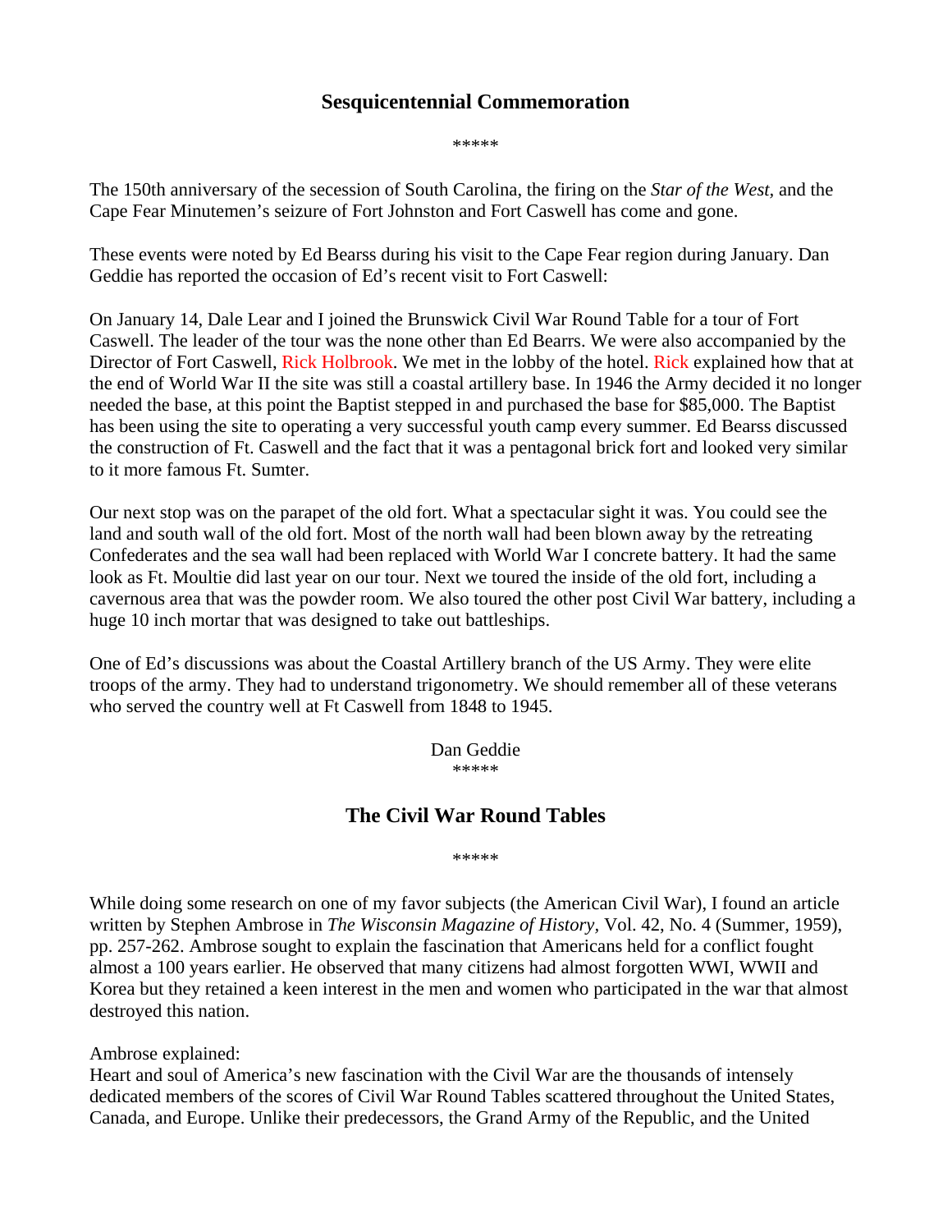## Sesquicentennial Commemoration

*****

The 150th anniversary of the secession of South Carolina, the firing on the *Star of the West,* and the Cape Fear Minutemen's seizure of Fort Johnston and Fort Caswell has come and gone.

These events were noted by Ed Bearss during his visit to the Cape Fear region during January. Dan Geddie has reported the occasion of Ed's recent visit to Fort Caswell:

On January 14, Dale Lear and I joined the Brunswick Civil War Round Table for a tour of Fort Caswell. The leader of the tour was the none other than Ed Bearrs. We were also accompanied by the Director of Fort Caswell, Rick Holbrook. We met in the lobby of the hotel. Rick explained how that at the end of World War II the site was still a coastal artillery base. In 1946 the Army decided it no longer needed the base, at this point the Baptist stepped in and purchased the base for $85,000. The Baptist has been using the site to operating a very successful youth camp every summer. Ed Bearss discussed the construction of Ft. Caswell and the fact that it was a pentagonal brick fort and looked very similar to it more famous Ft. Sumter.

Our next stop was on the parapet of the old fort. What a spectacular sight it was. You could see the land and south wall of the old fort. Most of the north wall had been blown away by the retreating Confederates and the sea wall had been replaced with World War I concrete battery. It had the same look as Ft. Moultie did last year on our tour. Next we toured the inside of the old fort, including a cavernous area that was the powder room. We also toured the other post Civil War battery, including a huge 10 inch mortar that was designed to take out battleships.

One of Ed's discussions was about the Coastal Artillery branch of the US Army. They were elite troops of the army. They had to understand trigonometry. We should remember all of these veterans who served the country well at Ft Caswell from 1848 to 1945.

Dan Geddie

*****

## The Civil War Round Tables

*****

While doing some research on one of my favor subjects (the American Civil War), I found an article written by Stephen Ambrose in *The Wisconsin Magazine of History,* Vol. 42, No. 4 (Summer, 1959), pp. 257-262. Ambrose sought to explain the fascination that Americans held for a conflict fought almost a 100 years earlier. He observed that many citizens had almost forgotten WWI, WWII and Korea but they retained a keen interest in the men and women who participated in the war that almost destroyed this nation.

Ambrose explained:

Heart and soul of America's new fascination with the Civil War are the thousands of intensely dedicated members of the scores of Civil War Round Tables scattered throughout the United States, Canada, and Europe. Unlike their predecessors, the Grand Army of the Republic, and the United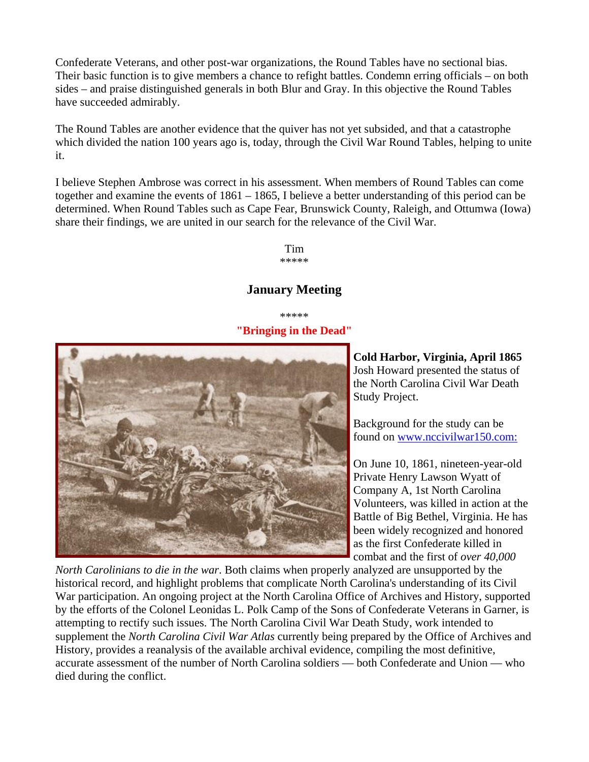Confederate Veterans, and other post-war organizations, the Round Tables have no sectional bias. Their basic function is to give members a chance to refight battles. Condemn erring officials – on both sides – and praise distinguished generals in both Blur and Gray. In this objective the Round Tables have succeeded admirably.

The Round Tables are another evidence that the quiver has not yet subsided, and that a catastrophe which divided the nation 100 years ago is, today, through the Civil War Round Tables, helping to unite it.

I believe Stephen Ambrose was correct in his assessment. When members of Round Tables can come together and examine the events of 1861 – 1865, I believe a better understanding of this period can be determined. When Round Tables such as Cape Fear, Brunswick County, Raleigh, and Ottumwa (Iowa) share their findings, we are united in our search for the relevance of the Civil War.

Tim

*****

## January Meeting

*****

**"Bringing in the Dead"**

**Cold Harbor, Virginia, April 1865**

Josh Howard presented the status of the North Carolina Civil War Death Study Project.

Background for the study can be found on www.nccivilwar150.com:

On June 10, 1861, nineteen-year-old Private Henry Lawson Wyatt of Company A, 1st North Carolina Volunteers, was killed in action at the Battle of Big Bethel, Virginia. He has been widely recognized and honored as the first Confederate killed in combat and the first of *over 40,000 North Carolinians to die in the war*. Both claims when properly analyzed are unsupported by the historical record, and highlight problems that complicate North Carolina's understanding of its Civil War participation. An ongoing project at the North Carolina Office of Archives and History, supported by the efforts of the Colonel Leonidas L. Polk Camp of the Sons of Confederate Veterans in Garner, is attempting to rectify such issues. The North Carolina Civil War Death Study, work intended to supplement the *North Carolina Civil War Atlas* currently being prepared by the Office of Archives and History, provides a reanalysis of the available archival evidence, compiling the most definitive, accurate assessment of the number of North Carolina soldiers — both Confederate and Union — who died during the conflict.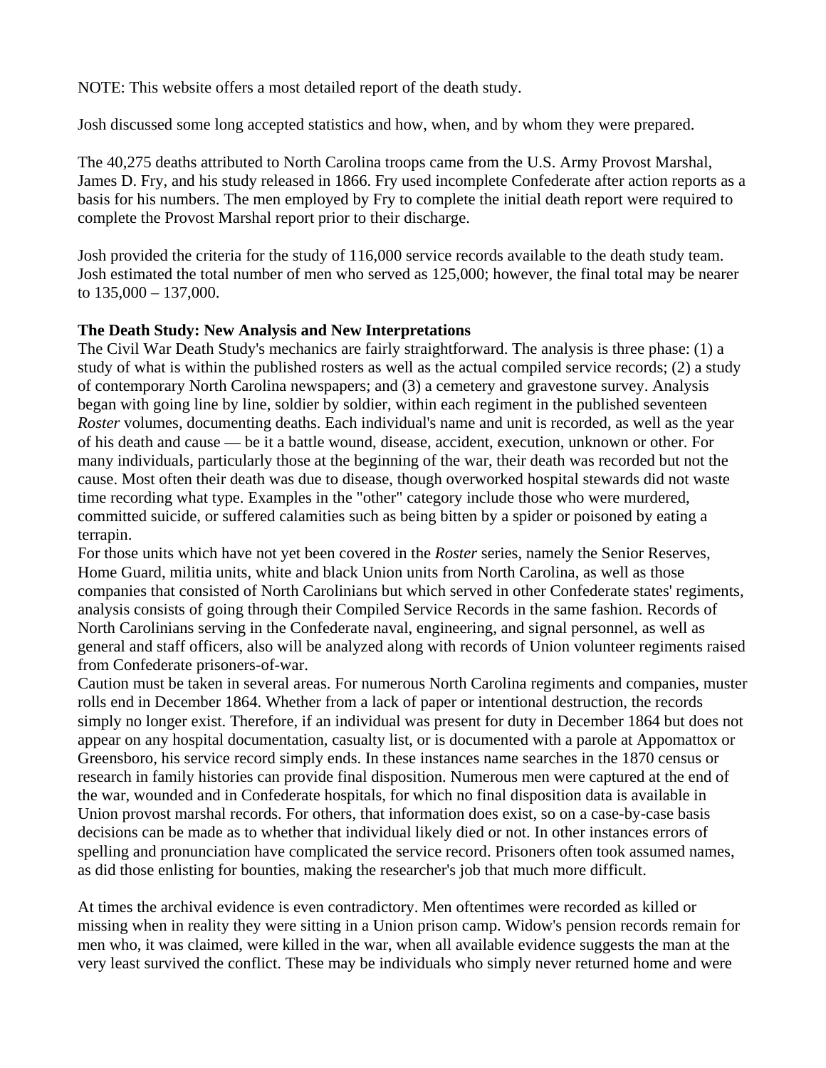NOTE: This website offers a most detailed report of the death study.

Josh discussed some long accepted statistics and how, when, and by whom they were prepared.

The 40,275 deaths attributed to North Carolina troops came from the U.S. Army Provost Marshal, James D. Fry, and his study released in 1866. Fry used incomplete Confederate after action reports as a basis for his numbers. The men employed by Fry to complete the initial death report were required to complete the Provost Marshal report prior to their discharge.

Josh provided the criteria for the study of 116,000 service records available to the death study team. Josh estimated the total number of men who served as 125,000; however, the final total may be nearer to 135,000 – 137,000.

**The Death Study: New Analysis and New Interpretations**

The Civil War Death Study's mechanics are fairly straightforward. The analysis is three phase: (1) a study of what is within the published rosters as well as the actual compiled service records; (2) a study of contemporary North Carolina newspapers; and (3) a cemetery and gravestone survey. Analysis began with going line by line, soldier by soldier, within each regiment in the published seventeen *Roster* volumes, documenting deaths. Each individual's name and unit is recorded, as well as the year of his death and cause — be it a battle wound, disease, accident, execution, unknown or other. For many individuals, particularly those at the beginning of the war, their death was recorded but not the cause. Most often their death was due to disease, though overworked hospital stewards did not waste time recording what type. Examples in the "other" category include those who were murdered, committed suicide, or suffered calamities such as being bitten by a spider or poisoned by eating a terrapin.

For those units which have not yet been covered in the *Roster* series, namely the Senior Reserves, Home Guard, militia units, white and black Union units from North Carolina, as well as those companies that consisted of North Carolinians but which served in other Confederate states' regiments, analysis consists of going through their Compiled Service Records in the same fashion. Records of North Carolinians serving in the Confederate naval, engineering, and signal personnel, as well as general and staff officers, also will be analyzed along with records of Union volunteer regiments raised from Confederate prisoners-of-war.

Caution must be taken in several areas. For numerous North Carolina regiments and companies, muster rolls end in December 1864. Whether from a lack of paper or intentional destruction, the records simply no longer exist. Therefore, if an individual was present for duty in December 1864 but does not appear on any hospital documentation, casualty list, or is documented with a parole at Appomattox or Greensboro, his service record simply ends. In these instances name searches in the 1870 census or research in family histories can provide final disposition. Numerous men were captured at the end of the war, wounded and in Confederate hospitals, for which no final disposition data is available in Union provost marshal records. For others, that information does exist, so on a case-by-case basis decisions can be made as to whether that individual likely died or not. In other instances errors of spelling and pronunciation have complicated the service record. Prisoners often took assumed names, as did those enlisting for bounties, making the researcher's job that much more difficult.

At times the archival evidence is even contradictory. Men oftentimes were recorded as killed or missing when in reality they were sitting in a Union prison camp. Widow's pension records remain for men who, it was claimed, were killed in the war, when all available evidence suggests the man at the very least survived the conflict. These may be individuals who simply never returned home and were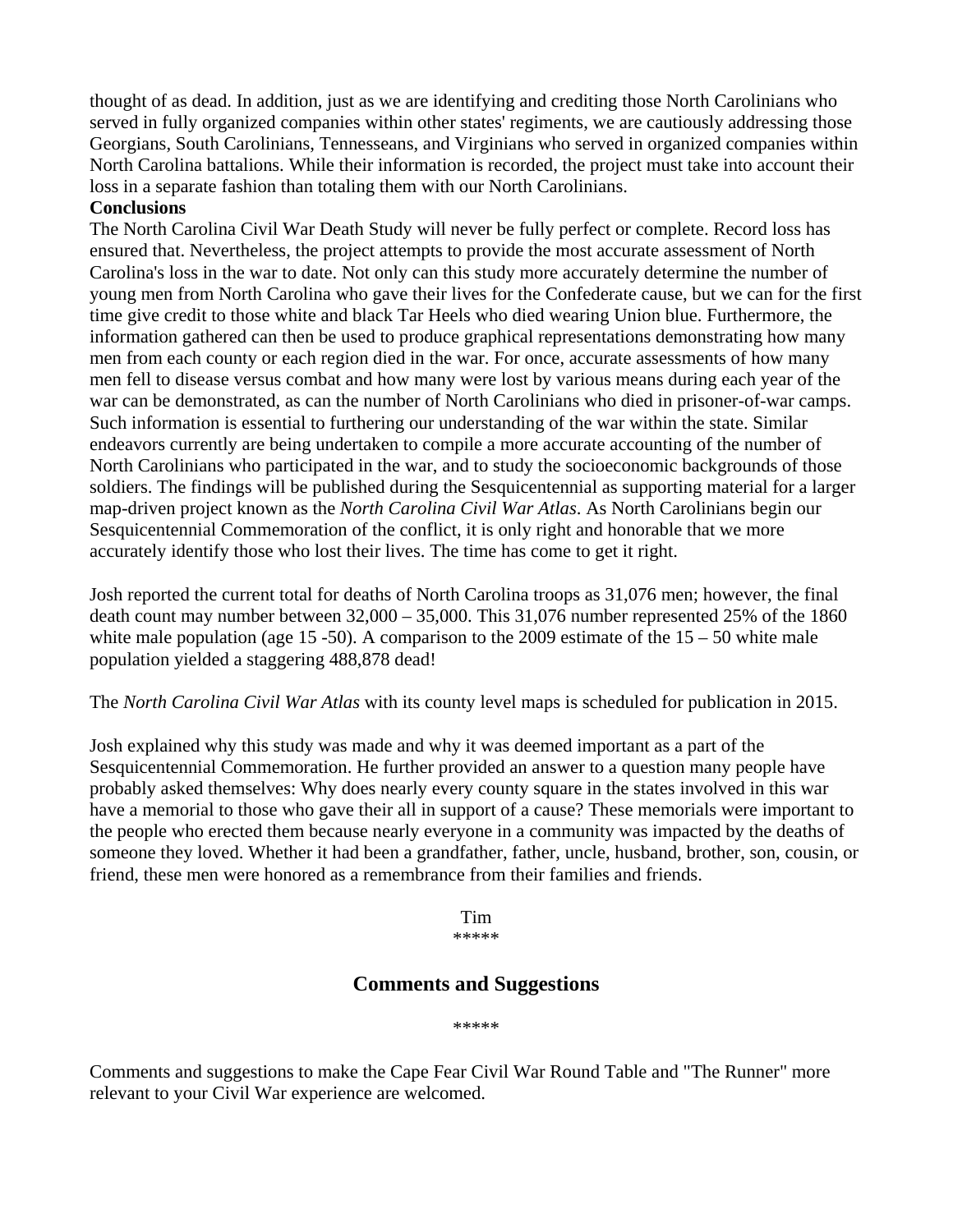thought of as dead. In addition, just as we are identifying and crediting those North Carolinians who served in fully organized companies within other states' regiments, we are cautiously addressing those Georgians, South Carolinians, Tennesseans, and Virginians who served in organized companies within North Carolina battalions. While their information is recorded, the project must take into account their loss in a separate fashion than totaling them with our North Carolinians.

**Conclusions**

The North Carolina Civil War Death Study will never be fully perfect or complete. Record loss has ensured that. Nevertheless, the project attempts to provide the most accurate assessment of North Carolina's loss in the war to date. Not only can this study more accurately determine the number of young men from North Carolina who gave their lives for the Confederate cause, but we can for the first time give credit to those white and black Tar Heels who died wearing Union blue. Furthermore, the information gathered can then be used to produce graphical representations demonstrating how many men from each county or each region died in the war. For once, accurate assessments of how many men fell to disease versus combat and how many were lost by various means during each year of the war can be demonstrated, as can the number of North Carolinians who died in prisoner-of-war camps. Such information is essential to furthering our understanding of the war within the state. Similar endeavors currently are being undertaken to compile a more accurate accounting of the number of North Carolinians who participated in the war, and to study the socioeconomic backgrounds of those soldiers. The findings will be published during the Sesquicentennial as supporting material for a larger map-driven project known as the *North Carolina Civil War Atlas*. As North Carolinians begin our Sesquicentennial Commemoration of the conflict, it is only right and honorable that we more accurately identify those who lost their lives. The time has come to get it right.

Josh reported the current total for deaths of North Carolina troops as 31,076 men; however, the final death count may number between 32,000 – 35,000. This 31,076 number represented 25% of the 1860 white male population (age 15 -50). A comparison to the 2009 estimate of the 15 – 50 white male population yielded a staggering 488,878 dead!

The *North Carolina Civil War Atlas* with its county level maps is scheduled for publication in 2015.

Josh explained why this study was made and why it was deemed important as a part of the Sesquicentennial Commemoration. He further provided an answer to a question many people have probably asked themselves: Why does nearly every county square in the states involved in this war have a memorial to those who gave their all in support of a cause? These memorials were important to the people who erected them because nearly everyone in a community was impacted by the deaths of someone they loved. Whether it had been a grandfather, father, uncle, husband, brother, son, cousin, or friend, these men were honored as a remembrance from their families and friends.

Tim

*****

## Comments and Suggestions

*****

Comments and suggestions to make the Cape Fear Civil War Round Table and "The Runner" more relevant to your Civil War experience are welcomed.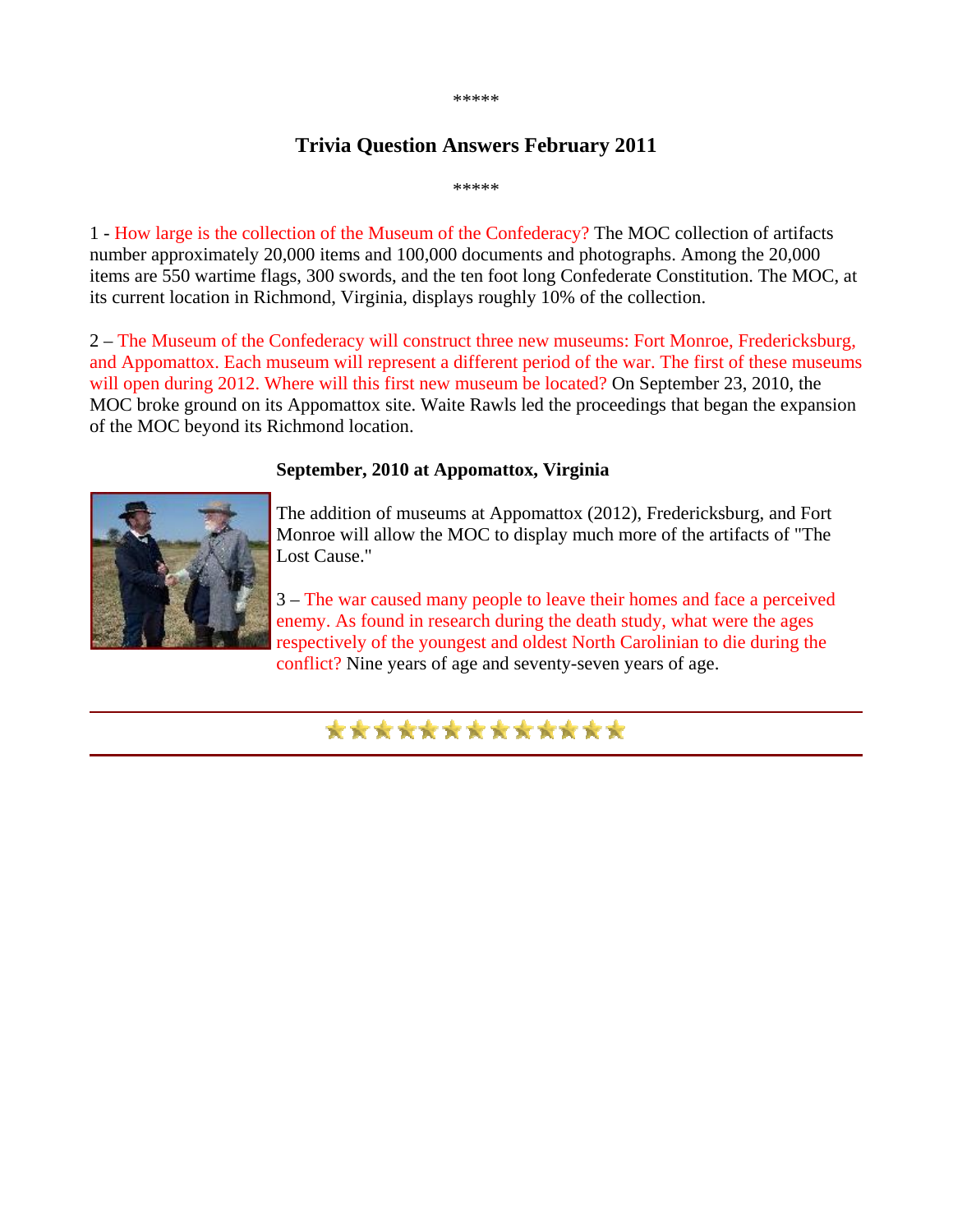\*\*\*\*\*

# Trivia Question Answers February 2011

\*\*\*\*\*

1 - How large is the collection of the Museum of the Confederacy? The MOC collection of artifacts number approximately 20,000 items and 100,000 documents and photographs. Among the 20,000 items are 550 wartime flags, 300 swords, and the ten foot long Confederate Constitution. The MOC, at its current location in Richmond, Virginia, displays roughly 10% of the collection.

2 – The Museum of the Confederacy will construct three new museums: Fort Monroe, Fredericksburg, and Appomattox. Each museum will represent a different period of the war. The first of these museums will open during 2012. Where will this first new museum be located? On September 23, 2010, the MOC broke ground on its Appomattox site. Waite Rawls led the proceedings that began the expansion of the MOC beyond its Richmond location.

**September, 2010 at Appomattox, Virginia**

The addition of museums at Appomattox (2012), Fredericksburg, and Fort Monroe will allow the MOC to display much more of the artifacts of "The Lost Cause."

3 – The war caused many people to leave their homes and face a perceived enemy. As found in research during the death study, what were the ages respectively of the youngest and oldest North Carolinian to die during the conflict? Nine years of age and seventy-seven years of age.